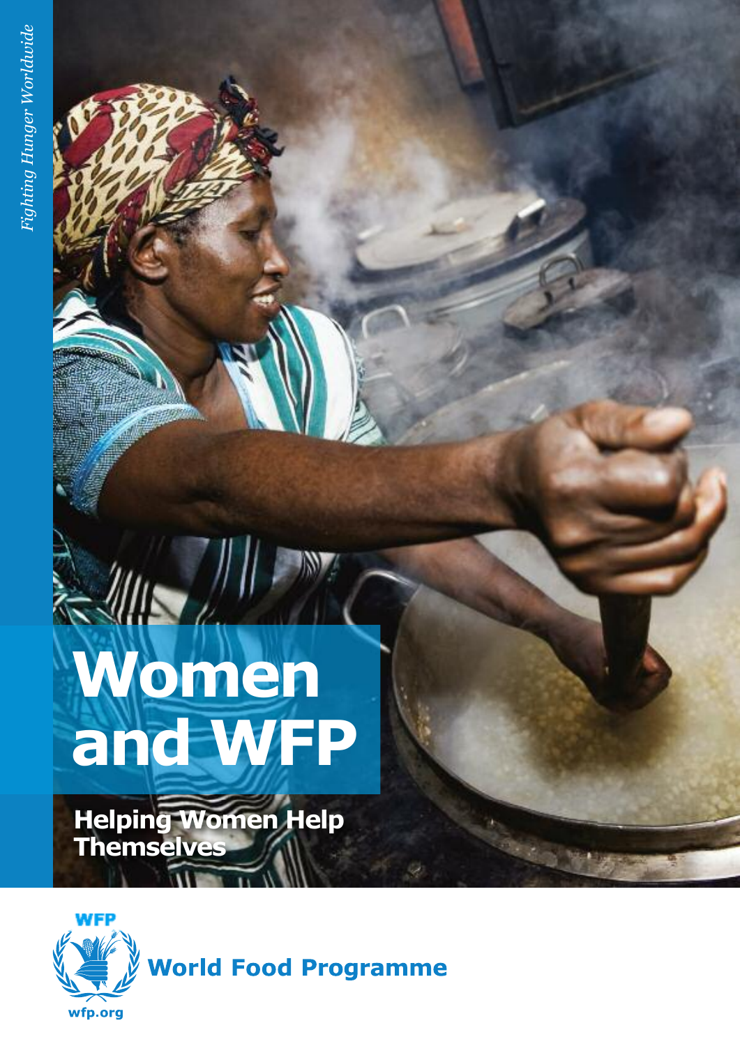*Fighting Hunger Worldwide*

# Women and WFP

## Helping Women Help Themselves

WFP

World Food Programme

wfp.org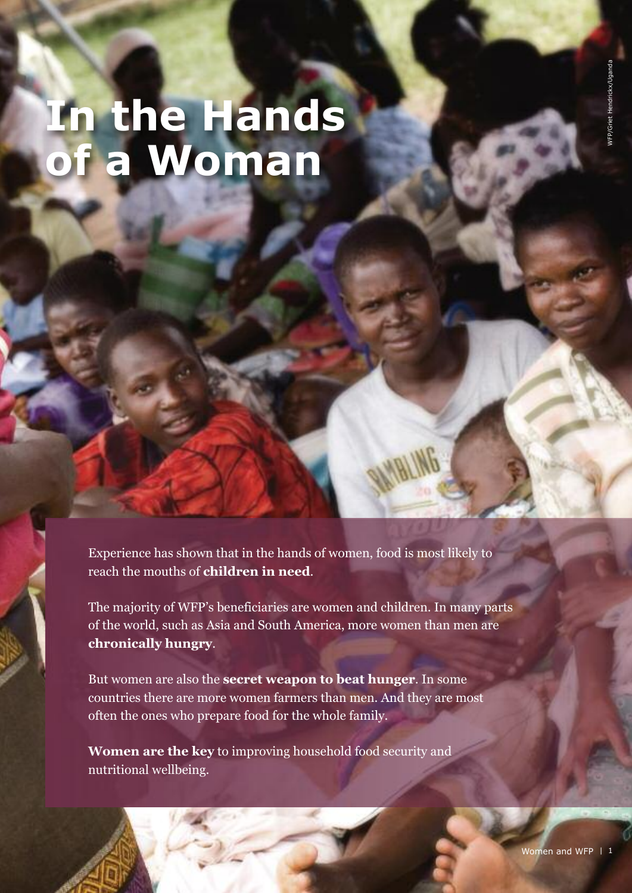# In the Hands of a Woman

WFP/Griet Hendrickx/Uganda

Experience has shown that in the hands of women, food is most likely to reach the mouths of **children in need**.

The majority of WFP's beneficiaries are women and children. In many parts of the world, such as Asia and South America, more women than men are **chronically hungry**.

But women are also the **secret weapon to beat hunger**. In some countries there are more women farmers than men. And they are most often the ones who prepare food for the whole family.

**Women are the key** to improving household food security and nutritional wellbeing.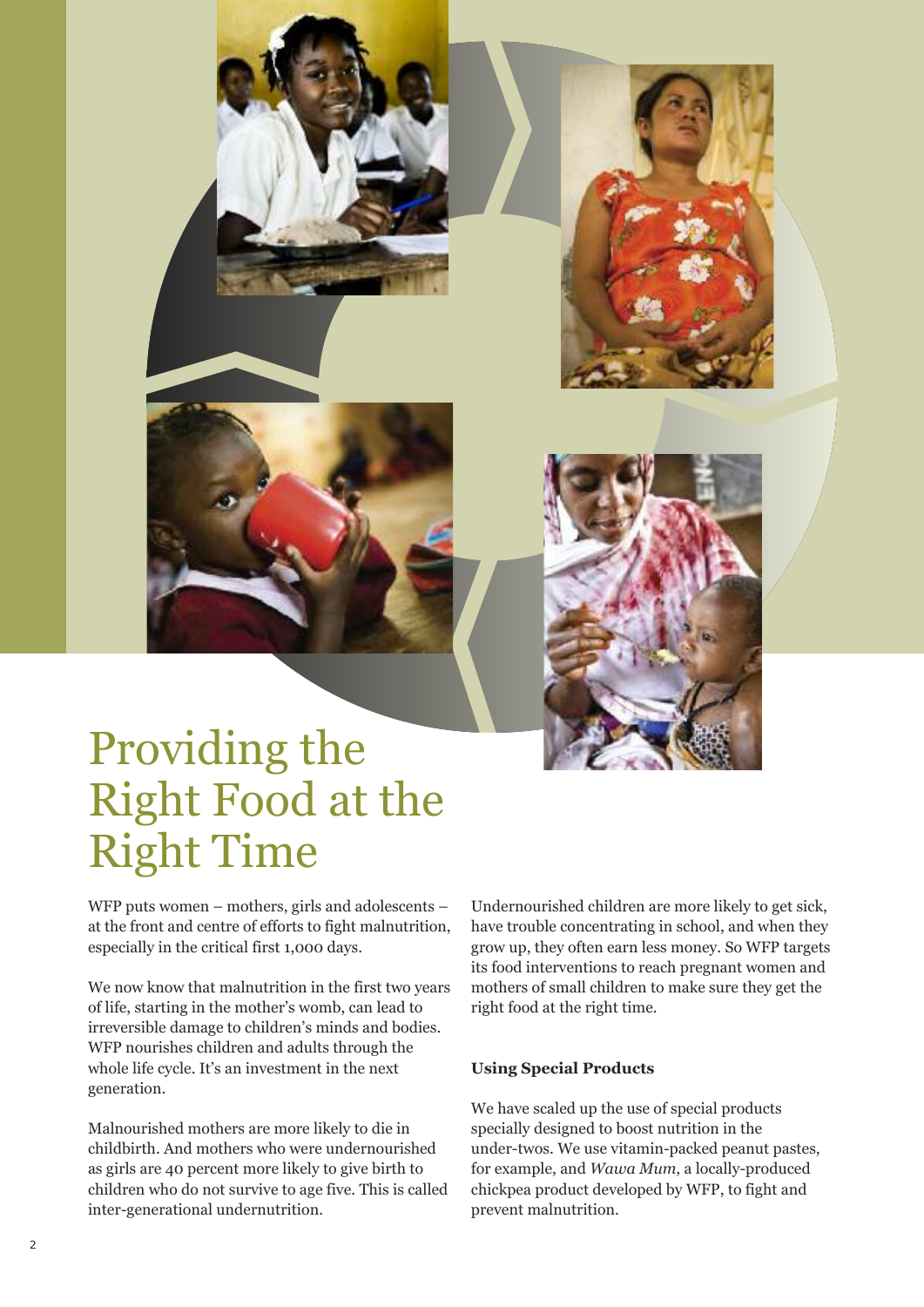# Providing the Right Food at the Right Time

WFP puts women – mothers, girls and adolescents – at the front and centre of efforts to fight malnutrition, especially in the critical first 1,000 days.

We now know that malnutrition in the first two years of life, starting in the mother's womb, can lead to irreversible damage to children's minds and bodies. WFP nourishes children and adults through the whole life cycle. It's an investment in the next generation.

Malnourished mothers are more likely to die in childbirth. And mothers who were undernourished as girls are 40 percent more likely to give birth to children who do not survive to age five. This is called inter-generational undernutrition.

Undernourished children are more likely to get sick, have trouble concentrating in school, and when they grow up, they often earn less money. So WFP targets its food interventions to reach pregnant women and mothers of small children to make sure they get the right food at the right time.

**Using Special Products**

We have scaled up the use of special products specially designed to boost nutrition in the under-twos. We use vitamin-packed peanut pastes, for example, and *Wawa Mum*, a locally-produced chickpea product developed by WFP, to fight and prevent malnutrition.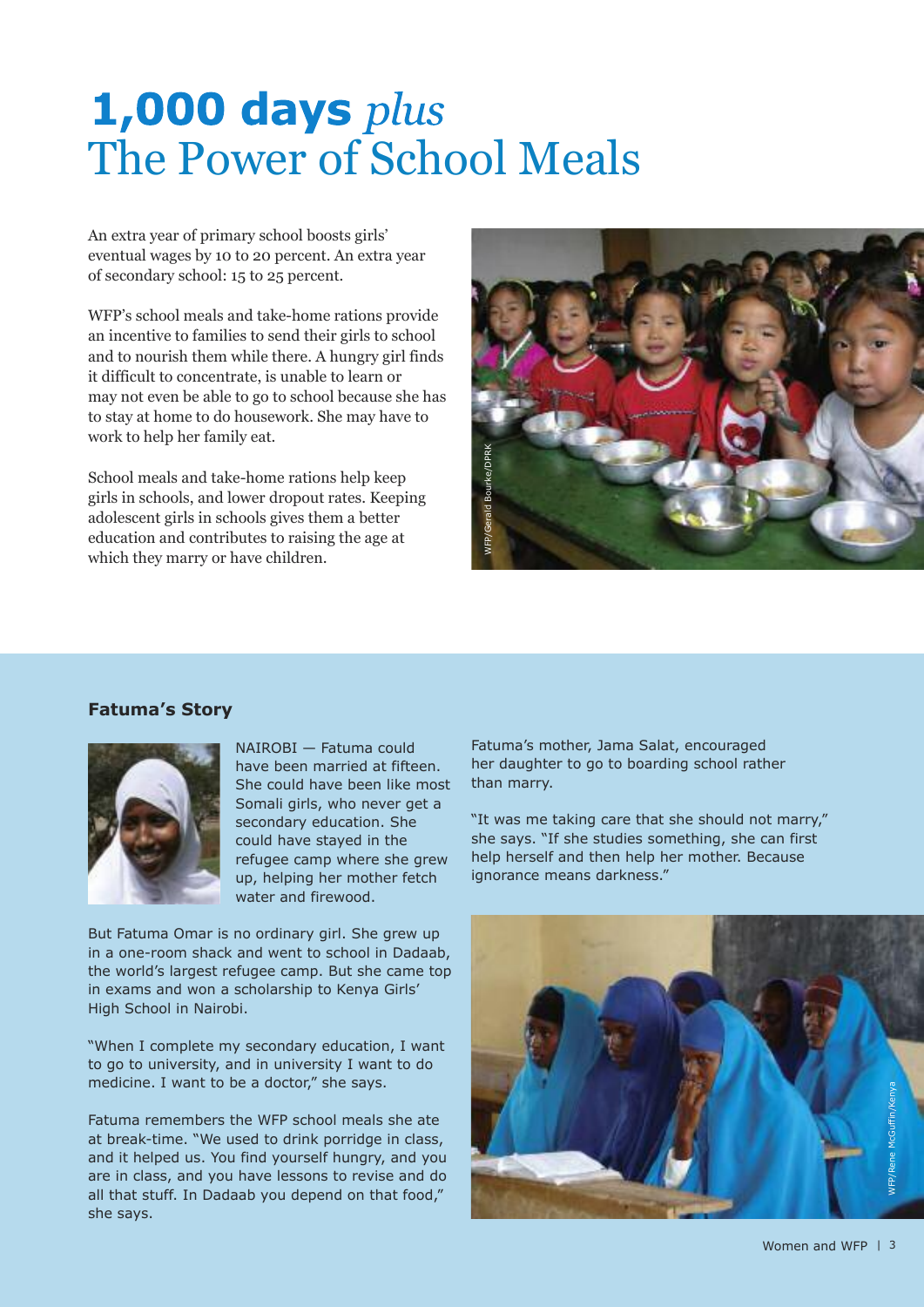# **1,000 days** *plus* The Power of School Meals

An extra year of primary school boosts girls' eventual wages by 10 to 20 percent. An extra year of secondary school: 15 to 25 percent.

WFP's school meals and take-home rations provide an incentive to families to send their girls to school and to nourish them while there. A hungry girl finds it difficult to concentrate, is unable to learn or may not even be able to go to school because she has to stay at home to do housework. She may have to work to help her family eat.

School meals and take-home rations help keep girls in schools, and lower dropout rates. Keeping adolescent girls in schools gives them a better education and contributes to raising the age at which they marry or have children.

WFP/Gerald Bourke/DPRK

### Fatuma's Story

NAIROBI — Fatuma could have been married at fifteen. She could have been like most Somali girls, who never get a secondary education. She could have stayed in the refugee camp where she grew up, helping her mother fetch water and firewood.

But Fatuma Omar is no ordinary girl. She grew up in a one-room shack and went to school in Dadaab, the world's largest refugee camp. But she came top in exams and won a scholarship to Kenya Girls' High School in Nairobi.

"When I complete my secondary education, I want to go to university, and in university I want to do medicine. I want to be a doctor," she says.

Fatuma remembers the WFP school meals she ate at break-time. "We used to drink porridge in class, and it helped us. You find yourself hungry, and you are in class, and you have lessons to revise and do all that stuff. In Dadaab you depend on that food," she says.

Fatuma's mother, Jama Salat, encouraged her daughter to go to boarding school rather than marry.

"It was me taking care that she should not marry," she says. "If she studies something, she can first help herself and then help her mother. Because ignorance means darkness."

WFP/Rene McGuffin/Kenya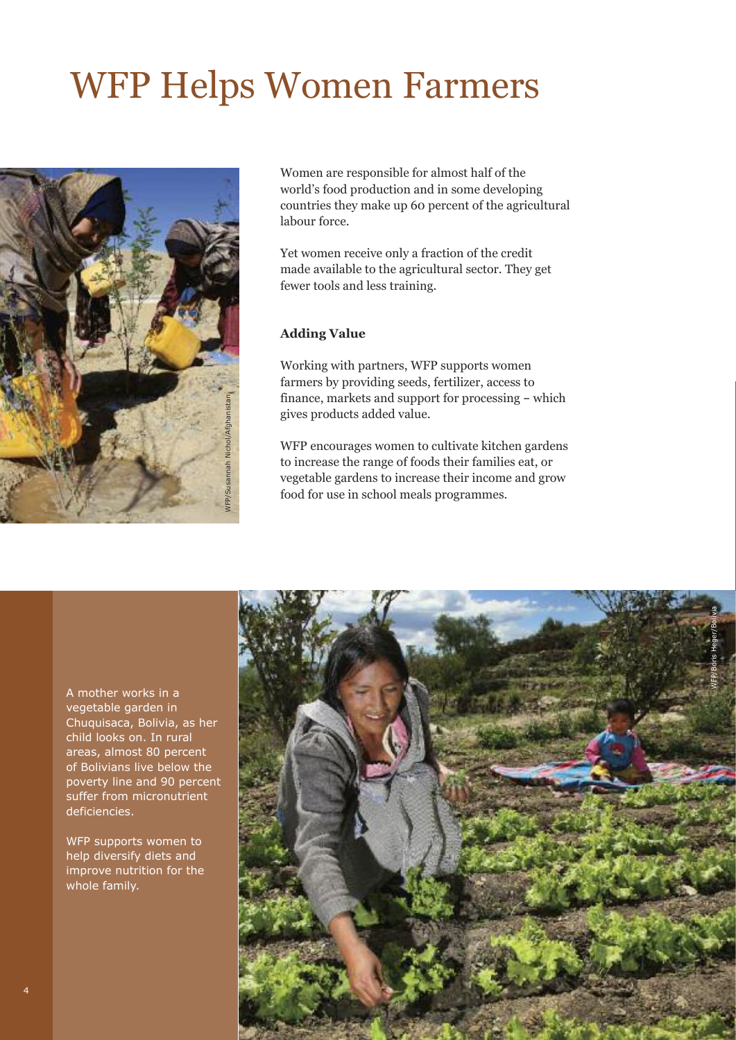# WFP Helps Women Farmers

WFP/Susannah Nichol/Afghanistan

Women are responsible for almost half of the world's food production and in some developing countries they make up 60 percent of the agricultural labour force.

Yet women receive only a fraction of the credit made available to the agricultural sector. They get fewer tools and less training.

**Adding Value**

Working with partners, WFP supports women farmers by providing seeds, fertilizer, access to finance, markets and support for processing – which gives products added value.

WFP encourages women to cultivate kitchen gardens to increase the range of foods their families eat, or vegetable gardens to increase their income and grow food for use in school meals programmes.

A mother works in a vegetable garden in Chuquisaca, Bolivia, as her child looks on. In rural areas, almost 80 percent of Bolivians live below the poverty line and 90 percent suffer from micronutrient deficiencies.

WFP supports women to help diversify diets and improve nutrition for the whole family.

WFP/Boris Heger/Bolivia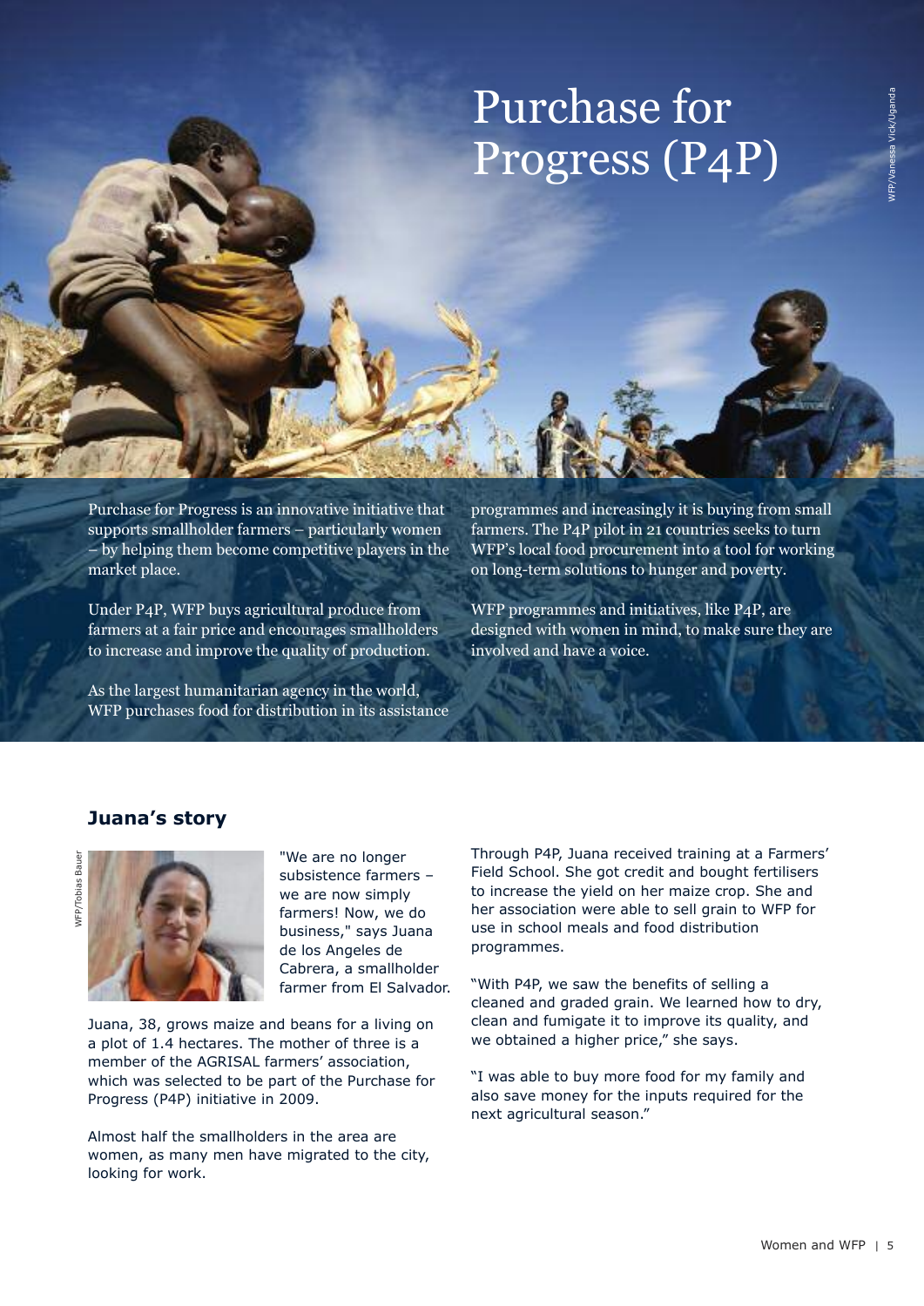# Purchase for Progress (P4P)

WFP/Vanessa Vick/Uganda

Purchase for Progress is an innovative initiative that supports smallholder farmers – particularly women – by helping them become competitive players in the market place.

Under P4P, WFP buys agricultural produce from farmers at a fair price and encourages smallholders to increase and improve the quality of production.

As the largest humanitarian agency in the world, WFP purchases food for distribution in its assistance programmes and increasingly it is buying from small farmers. The P4P pilot in 21 countries seeks to turn WFP's local food procurement into a tool for working on long-term solutions to hunger and poverty.

WFP programmes and initiatives, like P4P, are designed with women in mind, to make sure they are involved and have a voice.

## Juana's story

WFP/Tobias Bauer

"We are no longer subsistence farmers – we are now simply farmers! Now, we do business," says Juana de los Angeles de Cabrera, a smallholder farmer from El Salvador.

Juana, 38, grows maize and beans for a living on a plot of 1.4 hectares. The mother of three is a member of the AGRISAL farmers' association, which was selected to be part of the Purchase for Progress (P4P) initiative in 2009.

Almost half the smallholders in the area are women, as many men have migrated to the city, looking for work.

Through P4P, Juana received training at a Farmers' Field School. She got credit and bought fertilisers to increase the yield on her maize crop. She and her association were able to sell grain to WFP for use in school meals and food distribution programmes.

"With P4P, we saw the benefits of selling a cleaned and graded grain. We learned how to dry, clean and fumigate it to improve its quality, and we obtained a higher price," she says.

"I was able to buy more food for my family and also save money for the inputs required for the next agricultural season."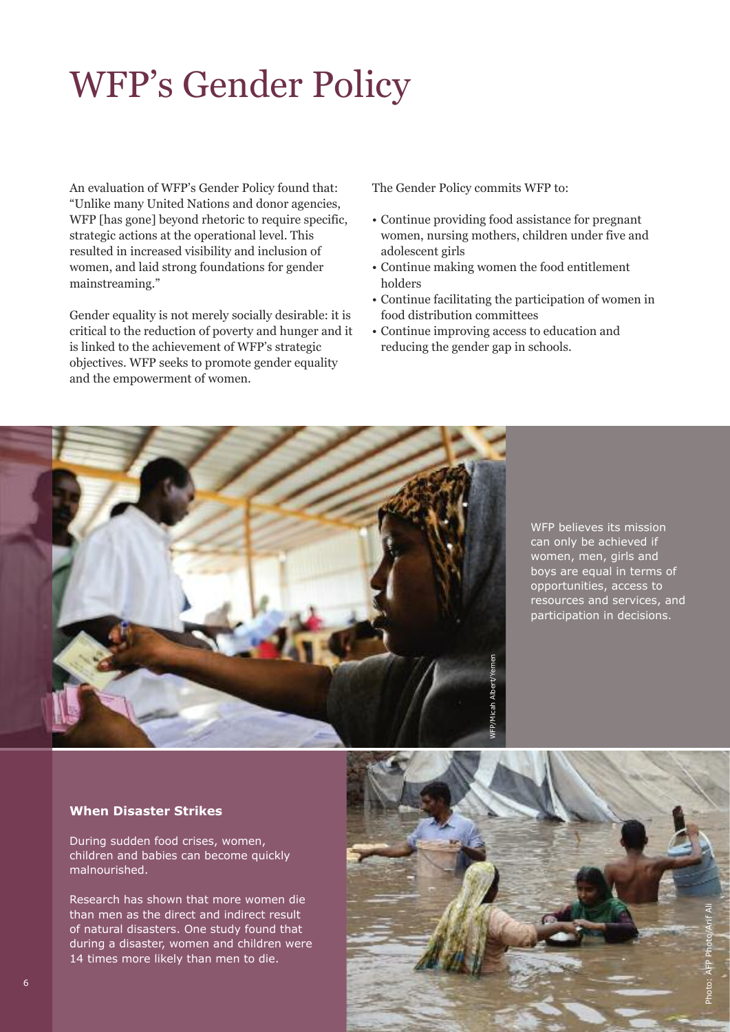# WFP's Gender Policy

An evaluation of WFP's Gender Policy found that: "Unlike many United Nations and donor agencies, WFP [has gone] beyond rhetoric to require specific, strategic actions at the operational level. This resulted in increased visibility and inclusion of women, and laid strong foundations for gender mainstreaming."

Gender equality is not merely socially desirable: it is critical to the reduction of poverty and hunger and it is linked to the achievement of WFP's strategic objectives. WFP seeks to promote gender equality and the empowerment of women.

The Gender Policy commits WFP to:

- Continue providing food assistance for pregnant women, nursing mothers, children under five and adolescent girls
- Continue making women the food entitlement holders
- Continue facilitating the participation of women in food distribution committees
- Continue improving access to education and reducing the gender gap in schools.

WFP/Micah Albert/Yemen

WFP believes its mission can only be achieved if women, men, girls and boys are equal in terms of opportunities, access to resources and services, and participation in decisions.

**When Disaster Strikes**

During sudden food crises, women, children and babies can become quickly malnourished.

Research has shown that more women die than men as the direct and indirect result of natural disasters. One study found that during a disaster, women and children were 14 times more likely than men to die.

Photo: AFP Photo/Arif Ali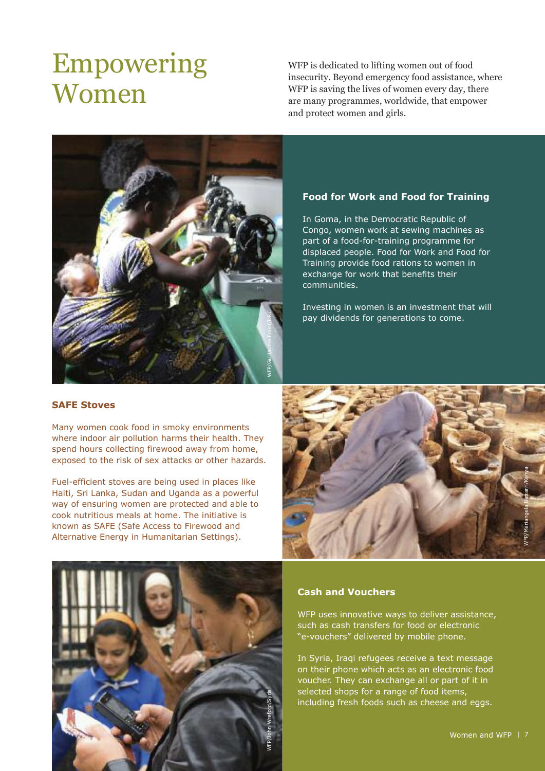# Empowering Women

WFP is dedicated to lifting women out of food insecurity. Beyond emergency food assistance, where WFP is saving the lives of women every day, there are many programmes, worldwide, that empower and protect women and girls.

WFP/Guillaume Foliot/DRC

### Food for Work and Food for Training

In Goma, in the Democratic Republic of Congo, women work at sewing machines as part of a food-for-training programme for displaced people. Food for Work and Food for Training provide food rations to women in exchange for work that benefits their communities.

Investing in women is an investment that will pay dividends for generations to come.

### SAFE Stoves

Many women cook food in smoky environments where indoor air pollution harms their health. They spend hours collecting firewood away from home, exposed to the risk of sex attacks or other hazards.

Fuel-efficient stoves are being used in places like Haiti, Sri Lanka, Sudan and Uganda as a powerful way of ensuring women are protected and able to cook nutritious meals at home. The initiative is known as SAFE (Safe Access to Firewood and Alternative Energy in Humanitarian Settings).

WFP/Mariangela Bizzarri/Kenya

WFP/John Wreford/Syria

### Cash and Vouchers

WFP uses innovative ways to deliver assistance, such as cash transfers for food or electronic "e-vouchers" delivered by mobile phone.

In Syria, Iraqi refugees receive a text message on their phone which acts as an electronic food voucher. They can exchange all or part of it in selected shops for a range of food items, including fresh foods such as cheese and eggs.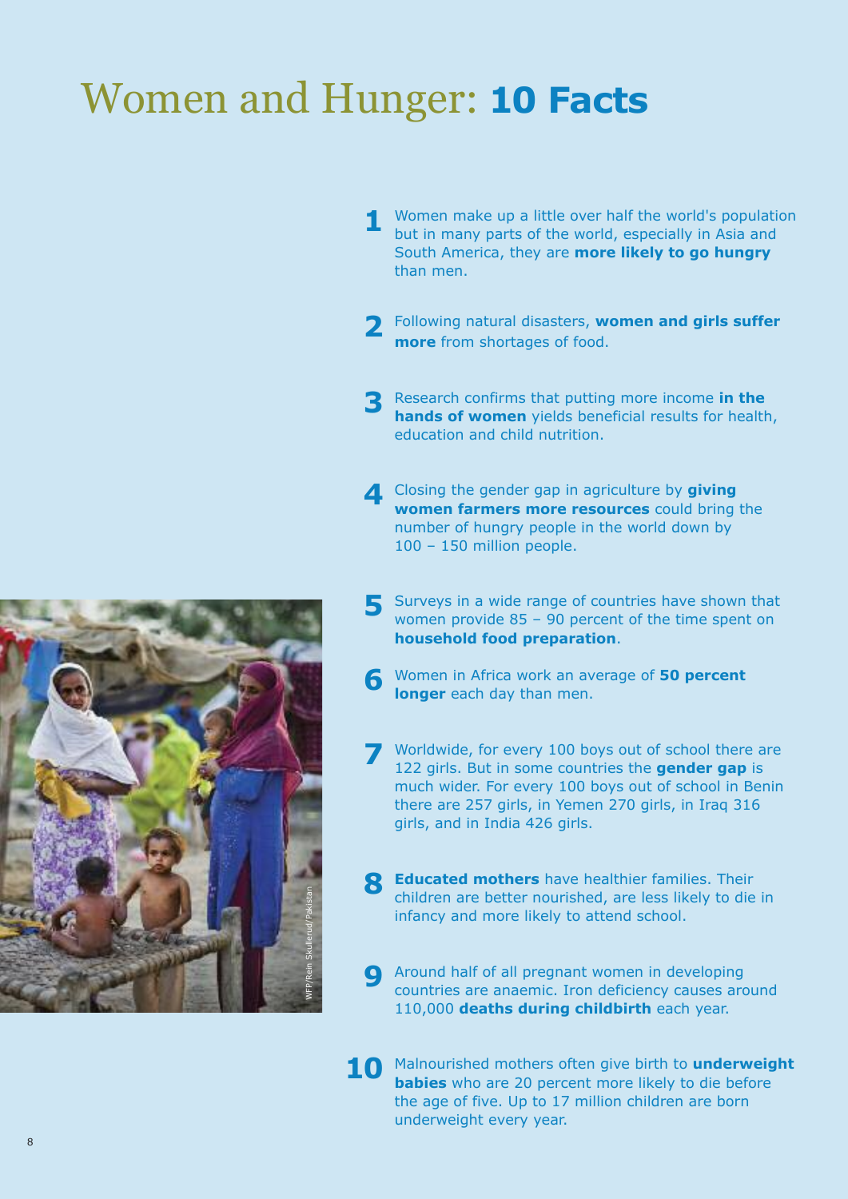# Women and Hunger: **10 Facts**

1. Women make up a little over half the world's population but in many parts of the world, especially in Asia and South America, they are **more likely to go hungry** than men.

2. Following natural disasters, **women and girls suffer more** from shortages of food.

3. Research confirms that putting more income **in the hands of women** yields beneficial results for health, education and child nutrition.

4. Closing the gender gap in agriculture by **giving women farmers more resources** could bring the number of hungry people in the world down by 100 – 150 million people.

5. Surveys in a wide range of countries have shown that women provide 85 – 90 percent of the time spent on **household food preparation**.

6. Women in Africa work an average of **50 percent longer** each day than men.

7. Worldwide, for every 100 boys out of school there are 122 girls. But in some countries the **gender gap** is much wider. For every 100 boys out of school in Benin there are 257 girls, in Yemen 270 girls, in Iraq 316 girls, and in India 426 girls.

8. **Educated mothers** have healthier families. Their children are better nourished, are less likely to die in infancy and more likely to attend school.

9. Around half of all pregnant women in developing countries are anaemic. Iron deficiency causes around 110,000 **deaths during childbirth** each year.

10. Malnourished mothers often give birth to **underweight babies** who are 20 percent more likely to die before the age of five. Up to 17 million children are born underweight every year.

WFP/Rein Skullerud/Pakistan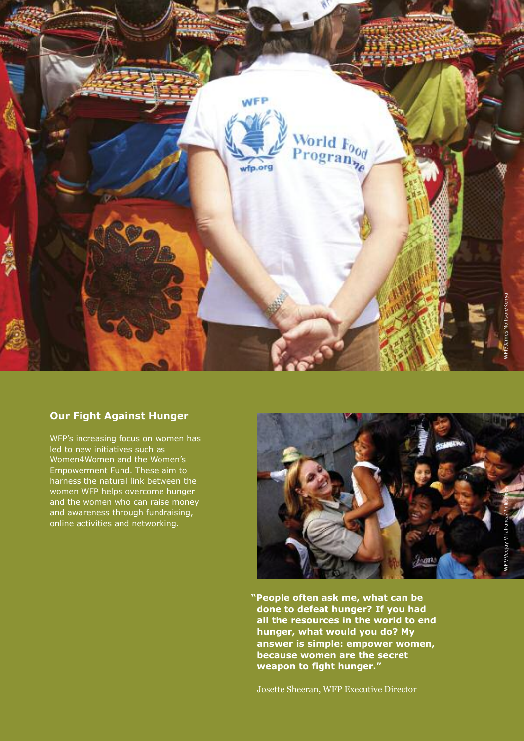## Our Fight Against Hunger

WFP's increasing focus on women has led to new initiatives such as Women4Women and the Women's Empowerment Fund. These aim to harness the natural link between the women WFP helps overcome hunger and the women who can raise money and awareness through fundraising, online activities and networking.

**"People often ask me, what can be done to defeat hunger? If you had all the resources in the world to end hunger, what would you do? My answer is simple: empower women, because women are the secret weapon to fight hunger."**

Josette Sheeran, WFP Executive Director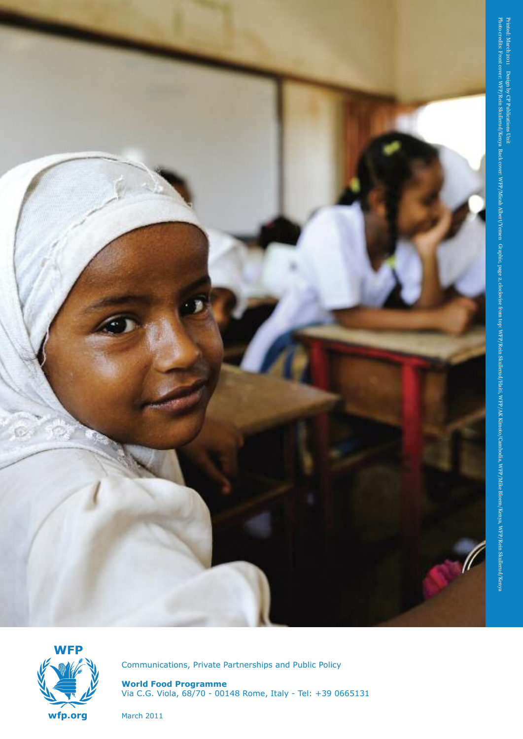Printed: March 2011 Design by CP Publications Unit
Photo credits: Front cover: WFP/Rein Skullerud/Kenya Back cover: WFP/Micah Albert/Yemen Graphic, page 2, clockwise from top: WFP/Rein Skullerud/Haiti, WFP/AK Kimoto/Cambodia, WFP/Mike Bloem/Kenya, WFP/Rein Skullerud/Kenya

WFP

wfp.org

Communications, Private Partnerships and Public Policy

**World Food Programme**
Via C.G. Viola, 68/70 - 00148 Rome, Italy - Tel: +39 0665131

March 2011